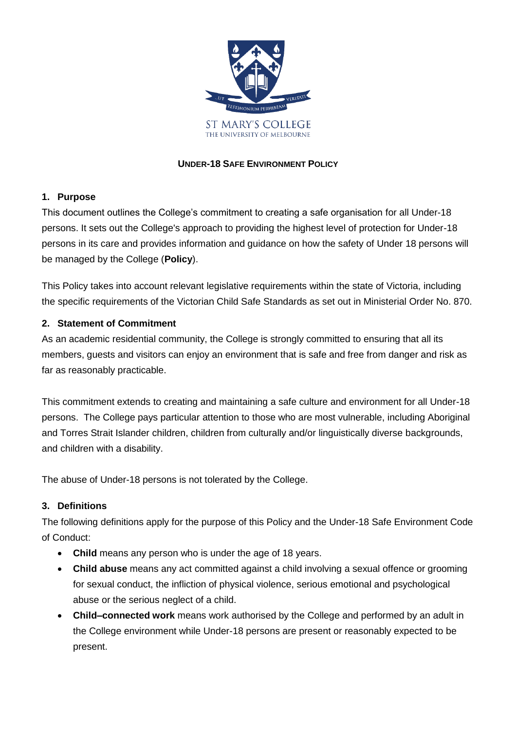ST MARY'S COLLEGE
THE UNIVERSITY OF MELBOURNE

# UNDER-18 SAFE ENVIRONMENT POLICY

## 1. Purpose

This document outlines the College's commitment to creating a safe organisation for all Under-18 persons. It sets out the College's approach to providing the highest level of protection for Under-18 persons in its care and provides information and guidance on how the safety of Under 18 persons will be managed by the College (**Policy**).

This Policy takes into account relevant legislative requirements within the state of Victoria, including the specific requirements of the Victorian Child Safe Standards as set out in Ministerial Order No. 870.

## 2. Statement of Commitment

As an academic residential community, the College is strongly committed to ensuring that all its members, guests and visitors can enjoy an environment that is safe and free from danger and risk as far as reasonably practicable.

This commitment extends to creating and maintaining a safe culture and environment for all Under-18 persons. The College pays particular attention to those who are most vulnerable, including Aboriginal and Torres Strait Islander children, children from culturally and/or linguistically diverse backgrounds, and children with a disability.

The abuse of Under-18 persons is not tolerated by the College.

## 3. Definitions

The following definitions apply for the purpose of this Policy and the Under-18 Safe Environment Code of Conduct:

- **Child** means any person who is under the age of 18 years.
- **Child abuse** means any act committed against a child involving a sexual offence or grooming for sexual conduct, the infliction of physical violence, serious emotional and psychological abuse or the serious neglect of a child.
- **Child–connected work** means work authorised by the College and performed by an adult in the College environment while Under-18 persons are present or reasonably expected to be present.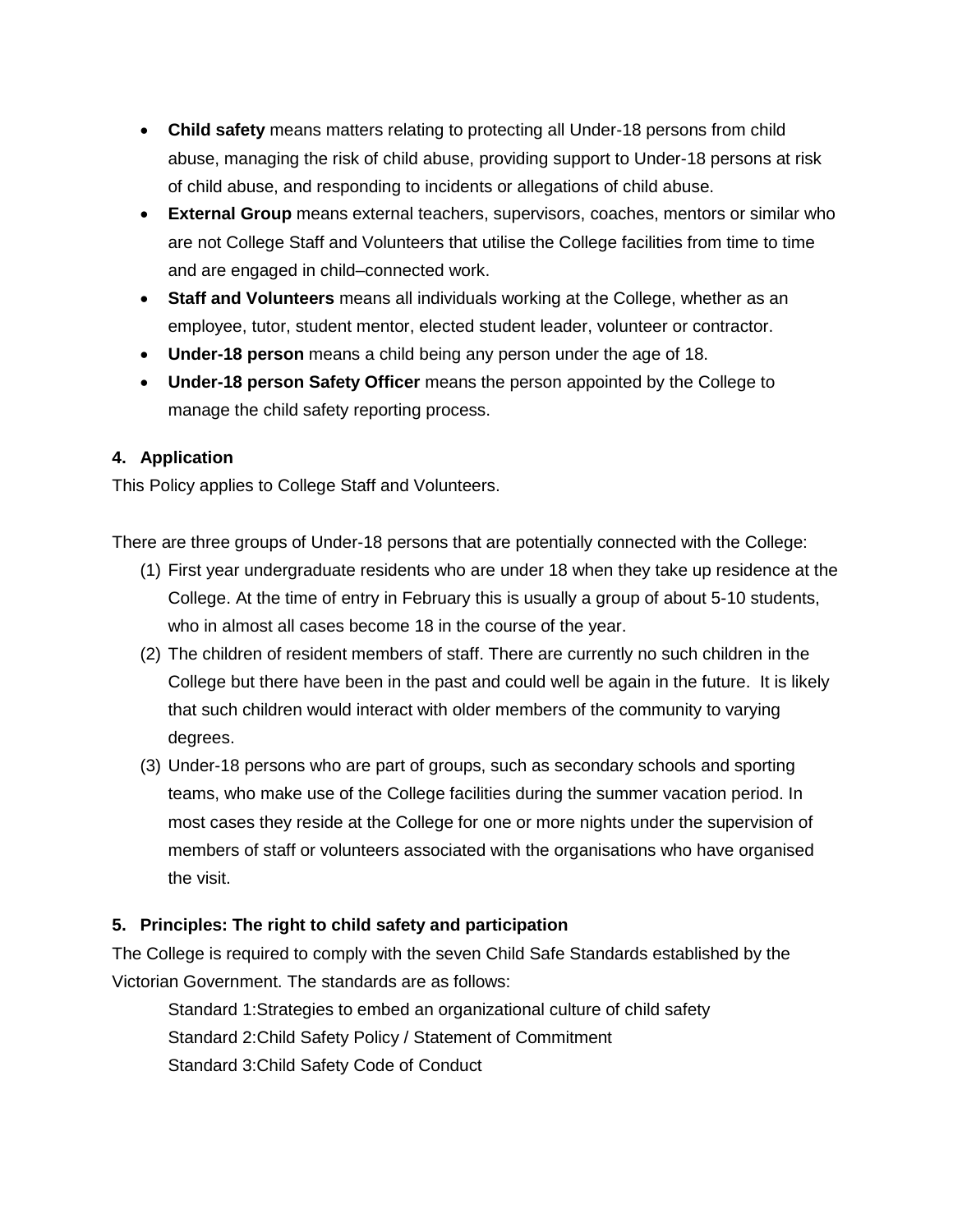- **Child safety** means matters relating to protecting all Under-18 persons from child abuse, managing the risk of child abuse, providing support to Under-18 persons at risk of child abuse, and responding to incidents or allegations of child abuse.
- **External Group** means external teachers, supervisors, coaches, mentors or similar who are not College Staff and Volunteers that utilise the College facilities from time to time and are engaged in child–connected work.
- **Staff and Volunteers** means all individuals working at the College, whether as an employee, tutor, student mentor, elected student leader, volunteer or contractor.
- **Under-18 person** means a child being any person under the age of 18.
- **Under-18 person Safety Officer** means the person appointed by the College to manage the child safety reporting process.

#### 4. Application

This Policy applies to College Staff and Volunteers.

There are three groups of Under-18 persons that are potentially connected with the College:

(1) First year undergraduate residents who are under 18 when they take up residence at the College. At the time of entry in February this is usually a group of about 5-10 students, who in almost all cases become 18 in the course of the year.

(2) The children of resident members of staff. There are currently no such children in the College but there have been in the past and could well be again in the future. It is likely that such children would interact with older members of the community to varying degrees.

(3) Under-18 persons who are part of groups, such as secondary schools and sporting teams, who make use of the College facilities during the summer vacation period. In most cases they reside at the College for one or more nights under the supervision of members of staff or volunteers associated with the organisations who have organised the visit.

#### 5. Principles: The right to child safety and participation

The College is required to comply with the seven Child Safe Standards established by the Victorian Government. The standards are as follows:

Standard 1:Strategies to embed an organizational culture of child safety
Standard 2:Child Safety Policy / Statement of Commitment
Standard 3:Child Safety Code of Conduct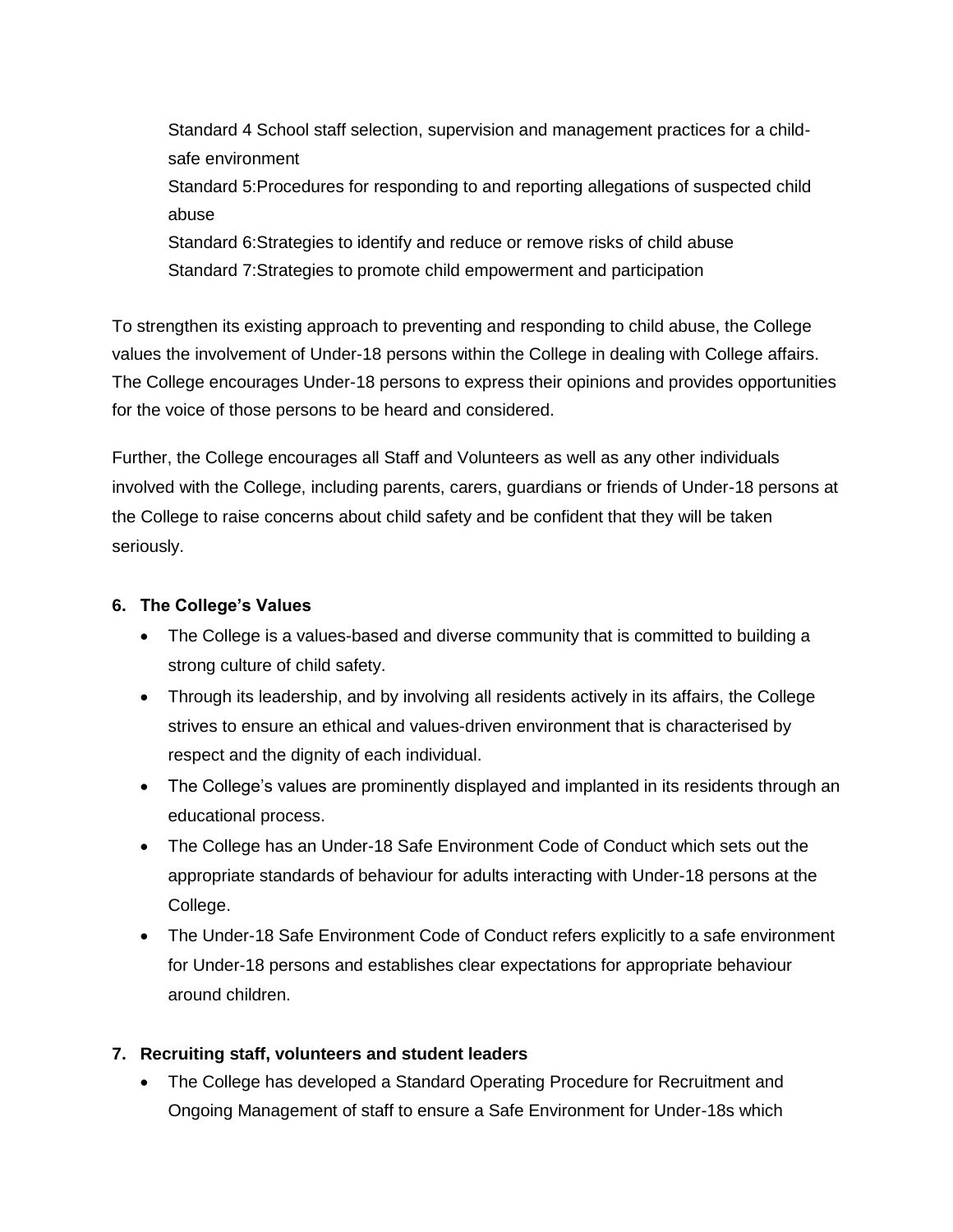Standard 4 School staff selection, supervision and management practices for a child-safe environment

Standard 5:Procedures for responding to and reporting allegations of suspected child abuse

Standard 6:Strategies to identify and reduce or remove risks of child abuse

Standard 7:Strategies to promote child empowerment and participation

To strengthen its existing approach to preventing and responding to child abuse, the College values the involvement of Under-18 persons within the College in dealing with College affairs. The College encourages Under-18 persons to express their opinions and provides opportunities for the voice of those persons to be heard and considered.

Further, the College encourages all Staff and Volunteers as well as any other individuals involved with the College, including parents, carers, guardians or friends of Under-18 persons at the College to raise concerns about child safety and be confident that they will be taken seriously.

**6. The College's Values**

- The College is a values-based and diverse community that is committed to building a strong culture of child safety.
- Through its leadership, and by involving all residents actively in its affairs, the College strives to ensure an ethical and values-driven environment that is characterised by respect and the dignity of each individual.
- The College's values are prominently displayed and implanted in its residents through an educational process.
- The College has an Under-18 Safe Environment Code of Conduct which sets out the appropriate standards of behaviour for adults interacting with Under-18 persons at the College.
- The Under-18 Safe Environment Code of Conduct refers explicitly to a safe environment for Under-18 persons and establishes clear expectations for appropriate behaviour around children.

**7. Recruiting staff, volunteers and student leaders**

- The College has developed a Standard Operating Procedure for Recruitment and Ongoing Management of staff to ensure a Safe Environment for Under-18s which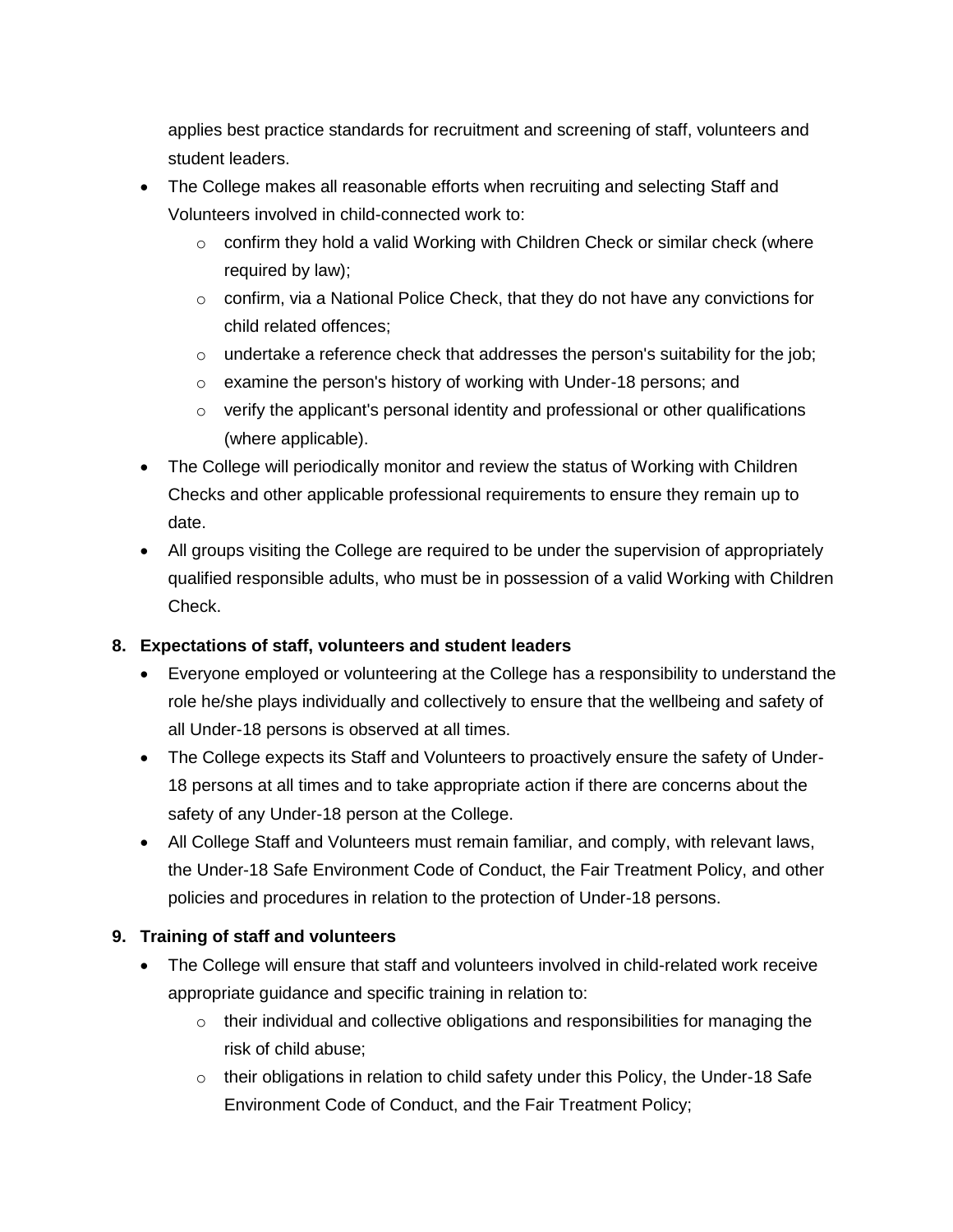applies best practice standards for recruitment and screening of staff, volunteers and student leaders.

- The College makes all reasonable efforts when recruiting and selecting Staff and Volunteers involved in child-connected work to:
  - confirm they hold a valid Working with Children Check or similar check (where required by law);
  - confirm, via a National Police Check, that they do not have any convictions for child related offences;
  - undertake a reference check that addresses the person's suitability for the job;
  - examine the person's history of working with Under-18 persons; and
  - verify the applicant's personal identity and professional or other qualifications (where applicable).
- The College will periodically monitor and review the status of Working with Children Checks and other applicable professional requirements to ensure they remain up to date.
- All groups visiting the College are required to be under the supervision of appropriately qualified responsible adults, who must be in possession of a valid Working with Children Check.

## 8. Expectations of staff, volunteers and student leaders

- Everyone employed or volunteering at the College has a responsibility to understand the role he/she plays individually and collectively to ensure that the wellbeing and safety of all Under-18 persons is observed at all times.
- The College expects its Staff and Volunteers to proactively ensure the safety of Under-18 persons at all times and to take appropriate action if there are concerns about the safety of any Under-18 person at the College.
- All College Staff and Volunteers must remain familiar, and comply, with relevant laws, the Under-18 Safe Environment Code of Conduct, the Fair Treatment Policy, and other policies and procedures in relation to the protection of Under-18 persons.

## 9. Training of staff and volunteers

- The College will ensure that staff and volunteers involved in child-related work receive appropriate guidance and specific training in relation to:
  - their individual and collective obligations and responsibilities for managing the risk of child abuse;
  - their obligations in relation to child safety under this Policy, the Under-18 Safe Environment Code of Conduct, and the Fair Treatment Policy;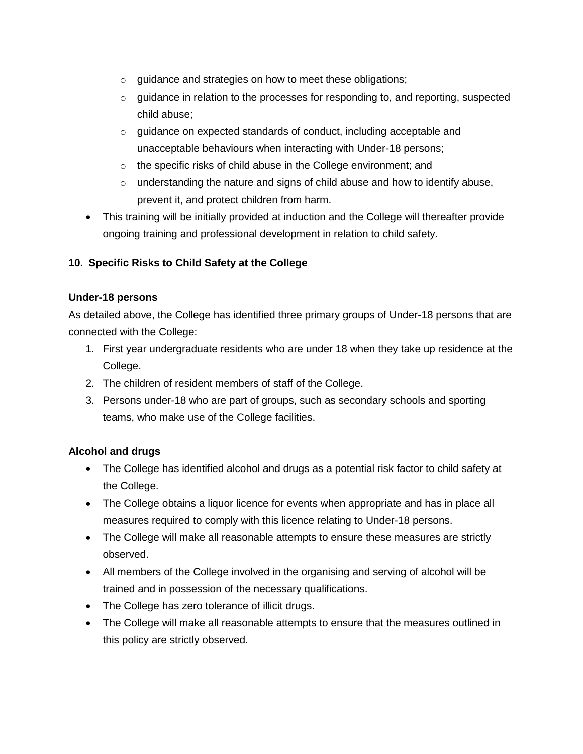- guidance and strategies on how to meet these obligations;
  - guidance in relation to the processes for responding to, and reporting, suspected child abuse;
  - guidance on expected standards of conduct, including acceptable and unacceptable behaviours when interacting with Under-18 persons;
  - the specific risks of child abuse in the College environment; and
  - understanding the nature and signs of child abuse and how to identify abuse, prevent it, and protect children from harm.
- This training will be initially provided at induction and the College will thereafter provide ongoing training and professional development in relation to child safety.

## 10. Specific Risks to Child Safety at the College

**Under-18 persons**

As detailed above, the College has identified three primary groups of Under-18 persons that are connected with the College:

1. First year undergraduate residents who are under 18 when they take up residence at the College.
2. The children of resident members of staff of the College.
3. Persons under-18 who are part of groups, such as secondary schools and sporting teams, who make use of the College facilities.

**Alcohol and drugs**

- The College has identified alcohol and drugs as a potential risk factor to child safety at the College.
- The College obtains a liquor licence for events when appropriate and has in place all measures required to comply with this licence relating to Under-18 persons.
- The College will make all reasonable attempts to ensure these measures are strictly observed.
- All members of the College involved in the organising and serving of alcohol will be trained and in possession of the necessary qualifications.
- The College has zero tolerance of illicit drugs.
- The College will make all reasonable attempts to ensure that the measures outlined in this policy are strictly observed.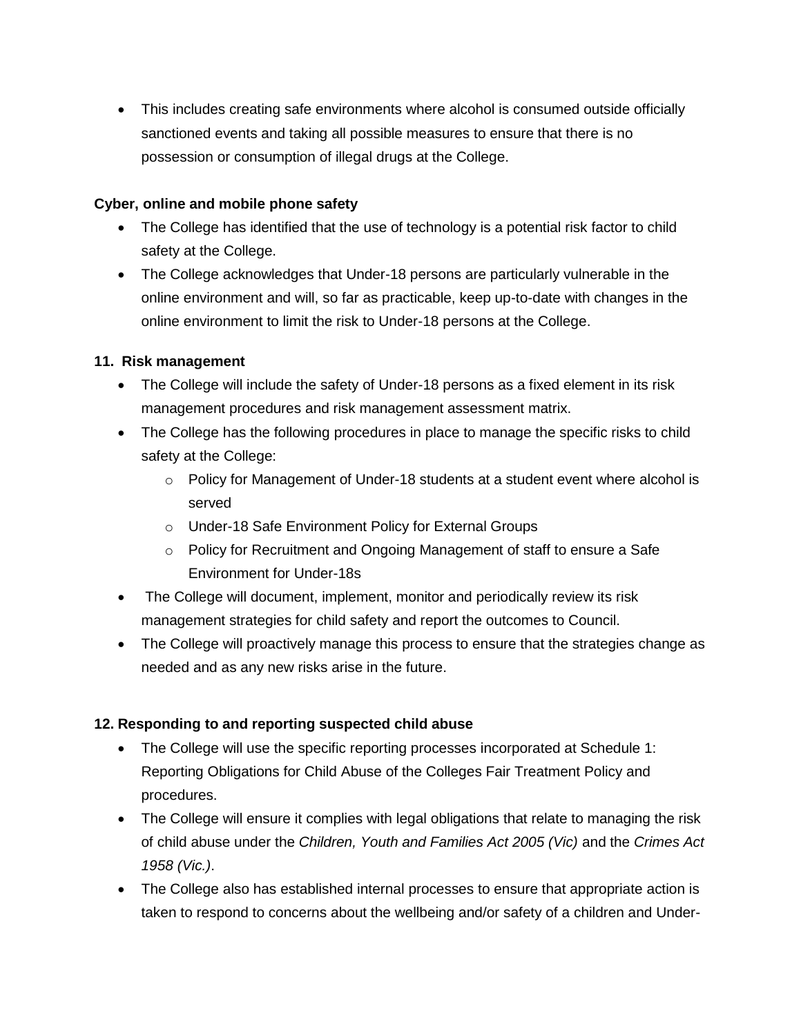- This includes creating safe environments where alcohol is consumed outside officially sanctioned events and taking all possible measures to ensure that there is no possession or consumption of illegal drugs at the College.

**Cyber, online and mobile phone safety**

- The College has identified that the use of technology is a potential risk factor to child safety at the College.
- The College acknowledges that Under-18 persons are particularly vulnerable in the online environment and will, so far as practicable, keep up-to-date with changes in the online environment to limit the risk to Under-18 persons at the College.

**11. Risk management**

- The College will include the safety of Under-18 persons as a fixed element in its risk management procedures and risk management assessment matrix.
- The College has the following procedures in place to manage the specific risks to child safety at the College:
  - Policy for Management of Under-18 students at a student event where alcohol is served
  - Under-18 Safe Environment Policy for External Groups
  - Policy for Recruitment and Ongoing Management of staff to ensure a Safe Environment for Under-18s
- The College will document, implement, monitor and periodically review its risk management strategies for child safety and report the outcomes to Council.
- The College will proactively manage this process to ensure that the strategies change as needed and as any new risks arise in the future.

**12. Responding to and reporting suspected child abuse**

- The College will use the specific reporting processes incorporated at Schedule 1: Reporting Obligations for Child Abuse of the Colleges Fair Treatment Policy and procedures.
- The College will ensure it complies with legal obligations that relate to managing the risk of child abuse under the *Children, Youth and Families Act 2005 (Vic)* and the *Crimes Act 1958 (Vic.)*.
- The College also has established internal processes to ensure that appropriate action is taken to respond to concerns about the wellbeing and/or safety of a children and Under-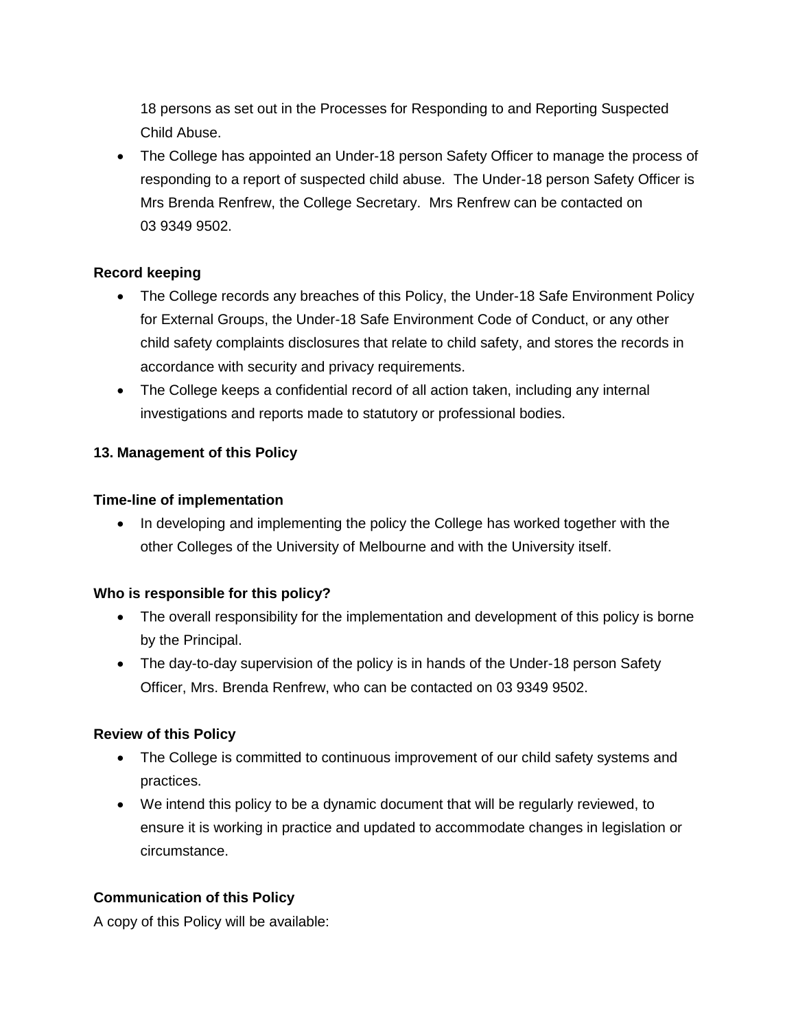18 persons as set out in the Processes for Responding to and Reporting Suspected Child Abuse.

- The College has appointed an Under-18 person Safety Officer to manage the process of responding to a report of suspected child abuse. The Under-18 person Safety Officer is Mrs Brenda Renfrew, the College Secretary. Mrs Renfrew can be contacted on 03 9349 9502.

**Record keeping**

- The College records any breaches of this Policy, the Under-18 Safe Environment Policy for External Groups, the Under-18 Safe Environment Code of Conduct, or any other child safety complaints disclosures that relate to child safety, and stores the records in accordance with security and privacy requirements.
- The College keeps a confidential record of all action taken, including any internal investigations and reports made to statutory or professional bodies.

## 13. Management of this Policy

**Time-line of implementation**

- In developing and implementing the policy the College has worked together with the other Colleges of the University of Melbourne and with the University itself.

**Who is responsible for this policy?**

- The overall responsibility for the implementation and development of this policy is borne by the Principal.
- The day-to-day supervision of the policy is in hands of the Under-18 person Safety Officer, Mrs. Brenda Renfrew, who can be contacted on 03 9349 9502.

**Review of this Policy**

- The College is committed to continuous improvement of our child safety systems and practices.
- We intend this policy to be a dynamic document that will be regularly reviewed, to ensure it is working in practice and updated to accommodate changes in legislation or circumstance.

**Communication of this Policy**

A copy of this Policy will be available: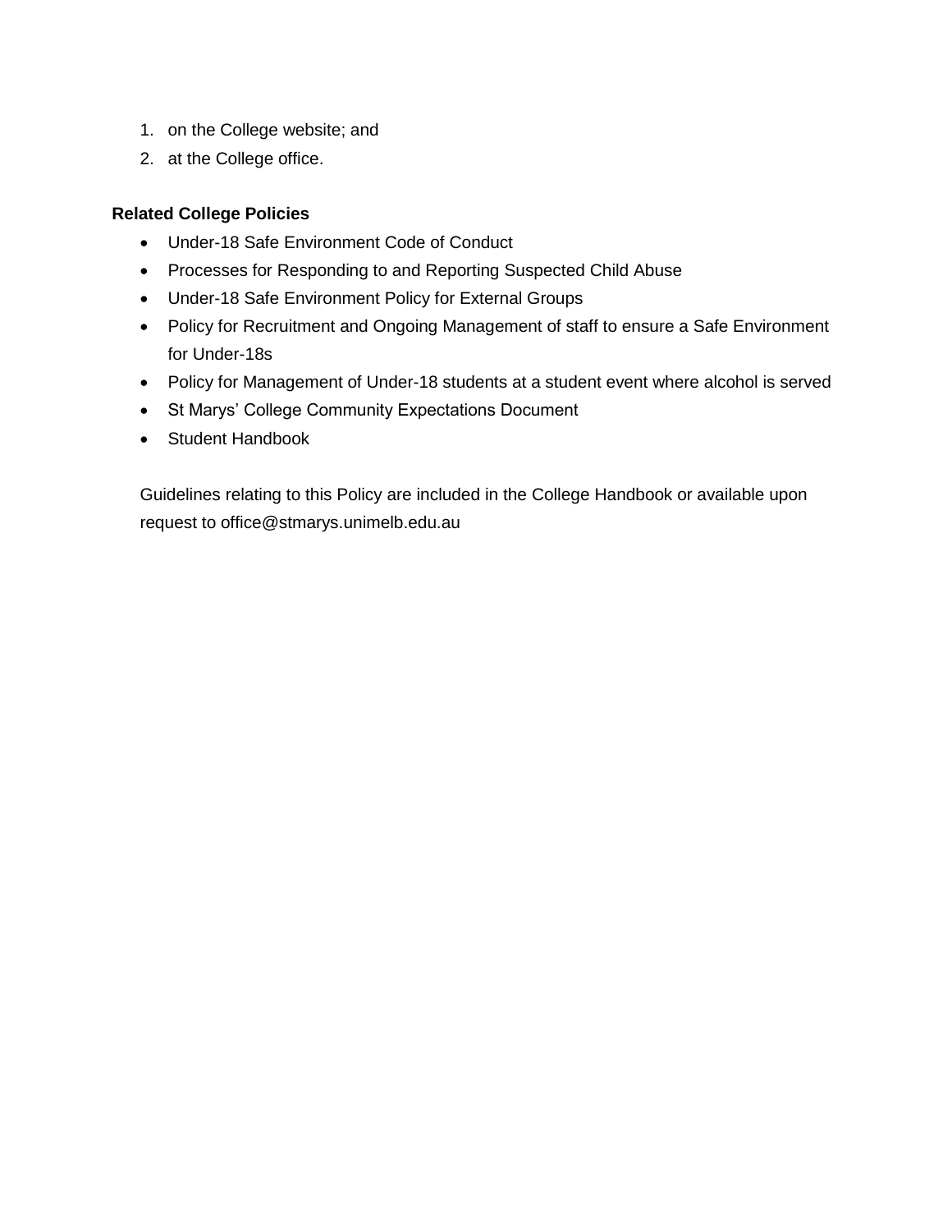1. on the College website; and
2. at the College office.

**Related College Policies**

- Under-18 Safe Environment Code of Conduct
- Processes for Responding to and Reporting Suspected Child Abuse
- Under-18 Safe Environment Policy for External Groups
- Policy for Recruitment and Ongoing Management of staff to ensure a Safe Environment for Under-18s
- Policy for Management of Under-18 students at a student event where alcohol is served
- St Marys' College Community Expectations Document
- Student Handbook

Guidelines relating to this Policy are included in the College Handbook or available upon request to office@stmarys.unimelb.edu.au